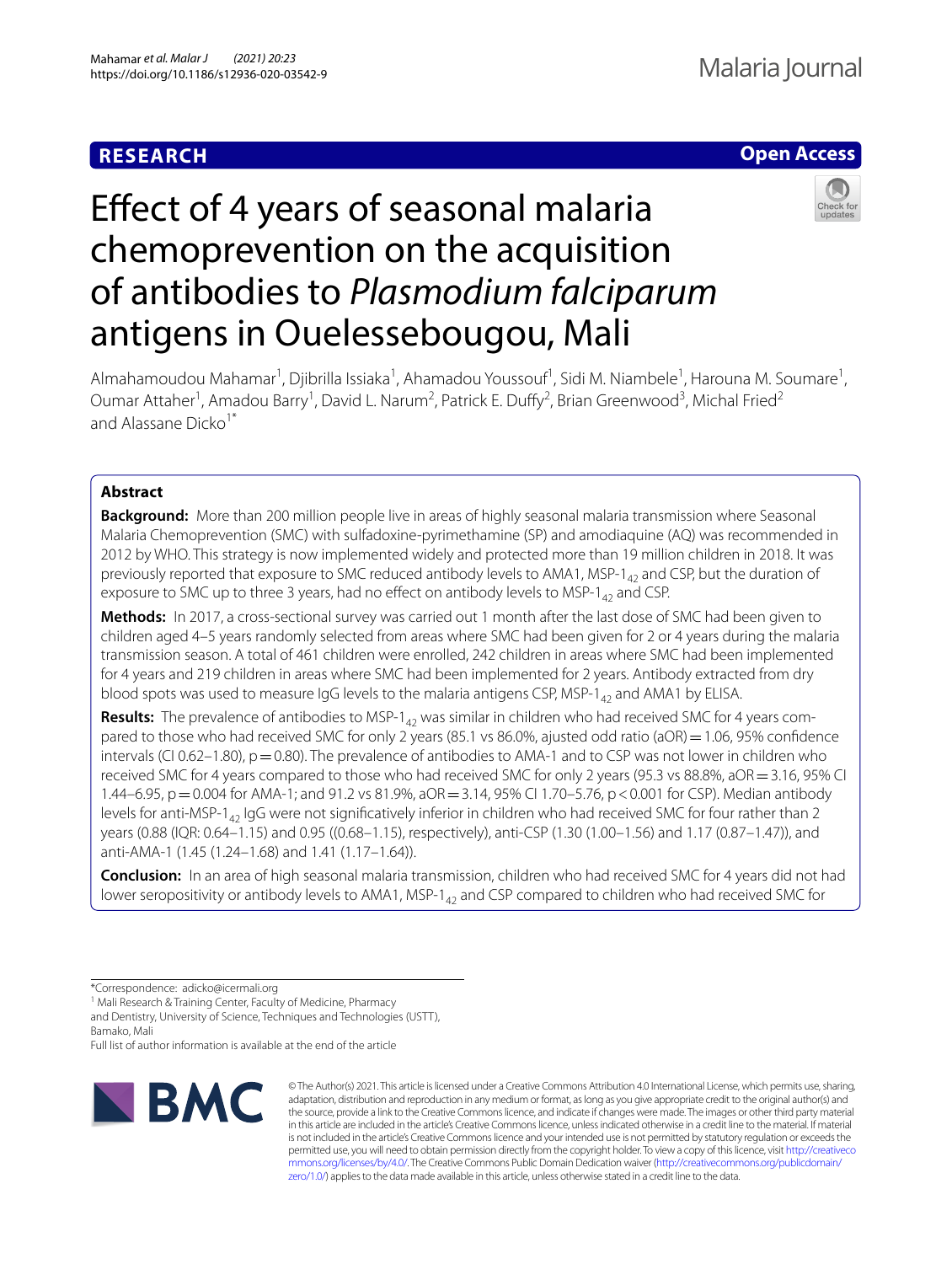**RESEARCH** **Open Access**

# Effect of 4 years of seasonal malaria chemoprevention on the acquisition of antibodies to *Plasmodium falciparum* antigens in Ouelessebougou, Mali

Almahamoudou Mahamar[1], Djibrilla Issiaka[1], Ahamadou Youssouf[1], Sidi M. Niambele[1], Harouna M. Soumare[1], Oumar Attaher[1], Amadou Barry[1], David L. Narum[2], Patrick E. Duffy[2], Brian Greenwood[3], Michal Fried[2] and Alassane Dicko[1*]

## Abstract

**Background:** More than 200 million people live in areas of highly seasonal malaria transmission where Seasonal Malaria Chemoprevention (SMC) with sulfadoxine-pyrimethamine (SP) and amodiaquine (AQ) was recommended in 2012 by WHO. This strategy is now implemented widely and protected more than 19 million children in 2018. It was previously reported that exposure to SMC reduced antibody levels to AMA1, MSP-$1_{42}$ and CSP, but the duration of exposure to SMC up to three 3 years, had no effect on antibody levels to MSP-$1_{42}$ and CSP.

**Methods:** In 2017, a cross-sectional survey was carried out 1 month after the last dose of SMC had been given to children aged 4–5 years randomly selected from areas where SMC had been given for 2 or 4 years during the malaria transmission season. A total of 461 children were enrolled, 242 children in areas where SMC had been implemented for 4 years and 219 children in areas where SMC had been implemented for 2 years. Antibody extracted from dry blood spots was used to measure IgG levels to the malaria antigens CSP, MSP-$1_{42}$ and AMA1 by ELISA.

**Results:** The prevalence of antibodies to MSP-$1_{42}$ was similar in children who had received SMC for 4 years compared to those who had received SMC for only 2 years (85.1 vs 86.0%, ajusted odd ratio (aOR) = 1.06, 95% confidence intervals (CI 0.62–1.80), p = 0.80). The prevalence of antibodies to AMA-1 and to CSP was not lower in children who received SMC for 4 years compared to those who had received SMC for only 2 years (95.3 vs 88.8%, aOR = 3.16, 95% CI 1.44–6.95, p = 0.004 for AMA-1; and 91.2 vs 81.9%, aOR = 3.14, 95% CI 1.70–5.76, p < 0.001 for CSP). Median antibody levels for anti-MSP-$1_{42}$ IgG were not significatively inferior in children who had received SMC for four rather than 2 years (0.88 (IQR: 0.64–1.15) and 0.95 ((0.68–1.15), respectively), anti-CSP (1.30 (1.00–1.56) and 1.17 (0.87–1.47)), and anti-AMA-1 (1.45 (1.24–1.68) and 1.41 (1.17–1.64)).

**Conclusion:** In an area of high seasonal malaria transmission, children who had received SMC for 4 years did not had lower seropositivity or antibody levels to AMA1, MSP-$1_{42}$ and CSP compared to children who had received SMC for

*Correspondence: adicko@icermali.org
[1] Mali Research & Training Center, Faculty of Medicine, Pharmacy and Dentistry, University of Science, Techniques and Technologies (USTT), Bamako, Mali
Full list of author information is available at the end of the article

© The Author(s) 2021. This article is licensed under a Creative Commons Attribution 4.0 International License, which permits use, sharing, adaptation, distribution and reproduction in any medium or format, as long as you give appropriate credit to the original author(s) and the source, provide a link to the Creative Commons licence, and indicate if changes were made. The images or other third party material in this article are included in the article's Creative Commons licence, unless indicated otherwise in a credit line to the material. If material is not included in the article's Creative Commons licence and your intended use is not permitted by statutory regulation or exceeds the permitted use, you will need to obtain permission directly from the copyright holder. To view a copy of this licence, visit http://creativecommons.org/licenses/by/4.0/. The Creative Commons Public Domain Dedication waiver (http://creativecommons.org/publicdomain/zero/1.0/) applies to the data made available in this article, unless otherwise stated in a credit line to the data.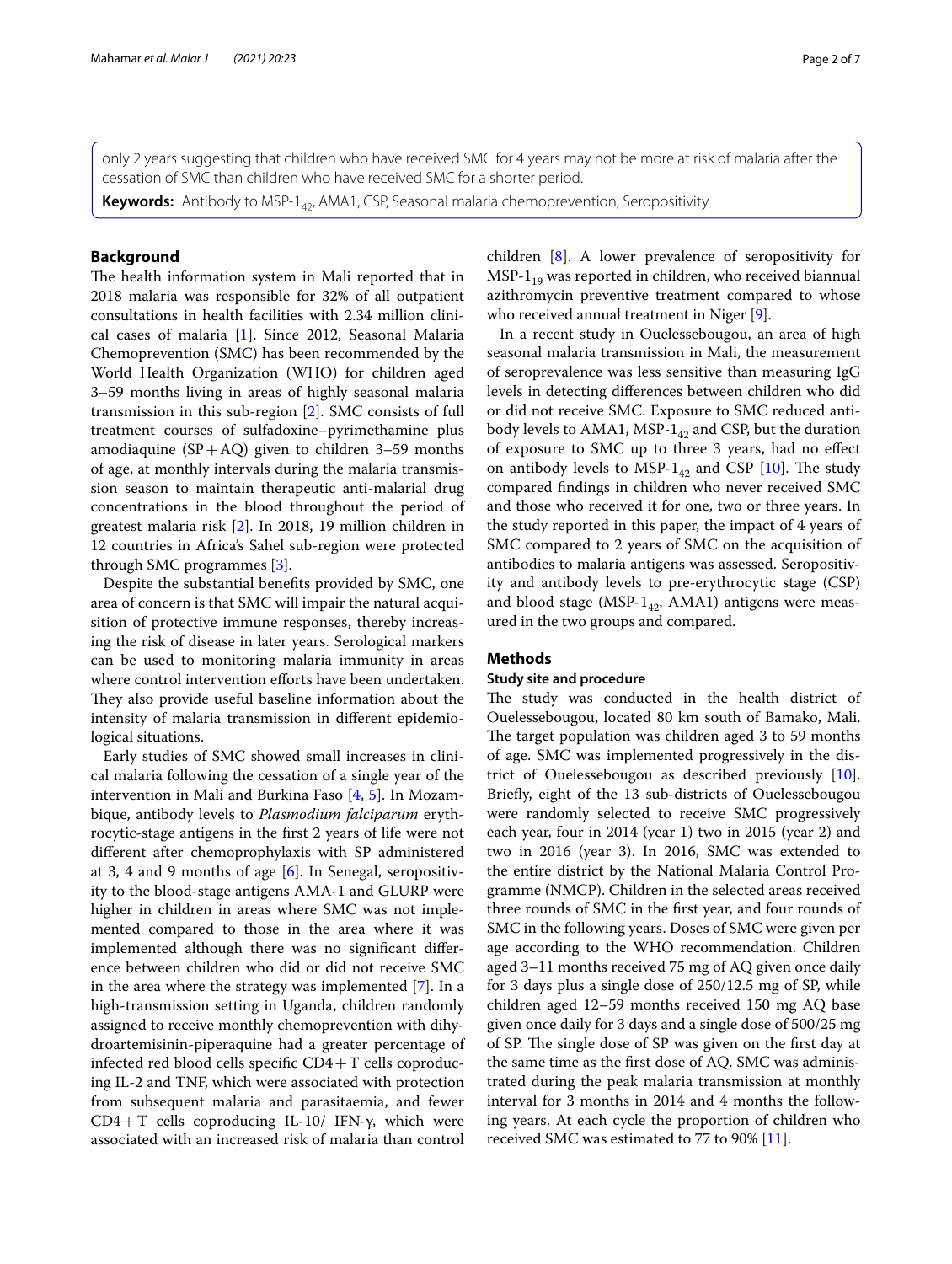only 2 years suggesting that children who have received SMC for 4 years may not be more at risk of malaria after the cessation of SMC than children who have received SMC for a shorter period.

**Keywords:** Antibody to MSP-$1_{42}$, AMA1, CSP, Seasonal malaria chemoprevention, Seropositivity

## Background

The health information system in Mali reported that in 2018 malaria was responsible for 32% of all outpatient consultations in health facilities with 2.34 million clinical cases of malaria [1]. Since 2012, Seasonal Malaria Chemoprevention (SMC) has been recommended by the World Health Organization (WHO) for children aged 3–59 months living in areas of highly seasonal malaria transmission in this sub-region [2]. SMC consists of full treatment courses of sulfadoxine–pyrimethamine plus amodiaquine (SP + AQ) given to children 3–59 months of age, at monthly intervals during the malaria transmission season to maintain therapeutic anti-malarial drug concentrations in the blood throughout the period of greatest malaria risk [2]. In 2018, 19 million children in 12 countries in Africa's Sahel sub-region were protected through SMC programmes [3].

Despite the substantial benefits provided by SMC, one area of concern is that SMC will impair the natural acquisition of protective immune responses, thereby increasing the risk of disease in later years. Serological markers can be used to monitoring malaria immunity in areas where control intervention efforts have been undertaken. They also provide useful baseline information about the intensity of malaria transmission in different epidemiological situations.

Early studies of SMC showed small increases in clinical malaria following the cessation of a single year of the intervention in Mali and Burkina Faso [4, 5]. In Mozambique, antibody levels to *Plasmodium falciparum* erythrocytic-stage antigens in the first 2 years of life were not different after chemoprophylaxis with SP administered at 3, 4 and 9 months of age [6]. In Senegal, seropositivity to the blood-stage antigens AMA-1 and GLURP were higher in children in areas where SMC was not implemented compared to those in the area where it was implemented although there was no significant difference between children who did or did not receive SMC in the area where the strategy was implemented [7]. In a high-transmission setting in Uganda, children randomly assigned to receive monthly chemoprevention with dihydroartemisinin-piperaquine had a greater percentage of infected red blood cells specific CD4 + T cells coproducing IL-2 and TNF, which were associated with protection from subsequent malaria and parasitaemia, and fewer CD4 + T cells coproducing IL-10/ IFN-γ, which were associated with an increased risk of malaria than control children [8]. A lower prevalence of seropositivity for MSP-$1_{19}$ was reported in children, who received biannual azithromycin preventive treatment compared to whose who received annual treatment in Niger [9].

In a recent study in Ouelessebougou, an area of high seasonal malaria transmission in Mali, the measurement of seroprevalence was less sensitive than measuring IgG levels in detecting differences between children who did or did not receive SMC. Exposure to SMC reduced antibody levels to AMA1, MSP-$1_{42}$ and CSP, but the duration of exposure to SMC up to three 3 years, had no effect on antibody levels to MSP-$1_{42}$ and CSP [10]. The study compared findings in children who never received SMC and those who received it for one, two or three years. In the study reported in this paper, the impact of 4 years of SMC compared to 2 years of SMC on the acquisition of antibodies to malaria antigens was assessed. Seropositivity and antibody levels to pre-erythrocytic stage (CSP) and blood stage (MSP-$1_{42}$, AMA1) antigens were measured in the two groups and compared.

## Methods

### Study site and procedure

The study was conducted in the health district of Ouelessebougou, located 80 km south of Bamako, Mali. The target population was children aged 3 to 59 months of age. SMC was implemented progressively in the district of Ouelessebougou as described previously [10]. Briefly, eight of the 13 sub-districts of Ouelessebougou were randomly selected to receive SMC progressively each year, four in 2014 (year 1) two in 2015 (year 2) and two in 2016 (year 3). In 2016, SMC was extended to the entire district by the National Malaria Control Programme (NMCP). Children in the selected areas received three rounds of SMC in the first year, and four rounds of SMC in the following years. Doses of SMC were given per age according to the WHO recommendation. Children aged 3–11 months received 75 mg of AQ given once daily for 3 days plus a single dose of 250/12.5 mg of SP, while children aged 12–59 months received 150 mg AQ base given once daily for 3 days and a single dose of 500/25 mg of SP. The single dose of SP was given on the first day at the same time as the first dose of AQ. SMC was administrated during the peak malaria transmission at monthly interval for 3 months in 2014 and 4 months the following years. At each cycle the proportion of children who received SMC was estimated to 77 to 90% [11].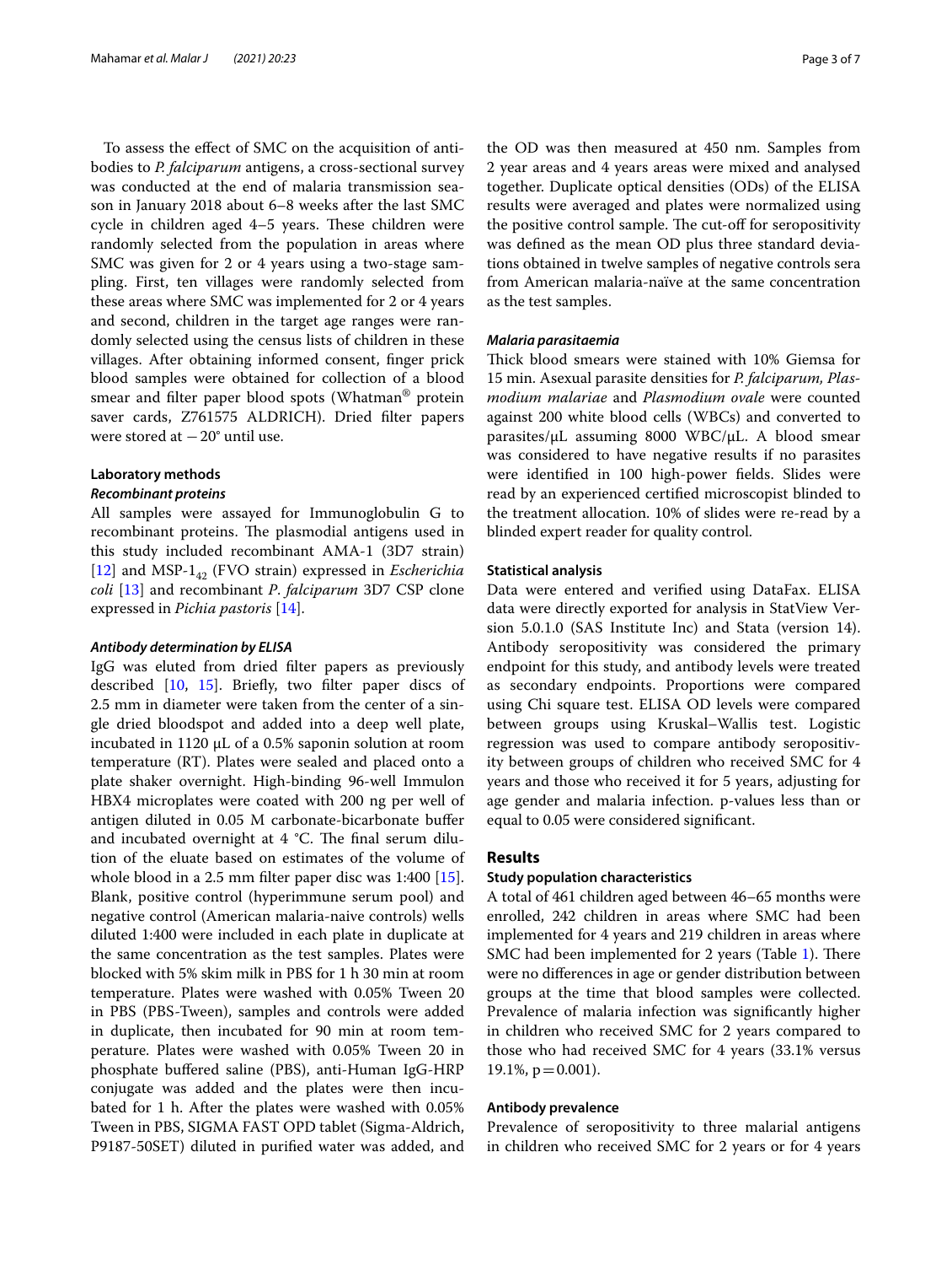To assess the effect of SMC on the acquisition of antibodies to *P. falciparum* antigens, a cross-sectional survey was conducted at the end of malaria transmission season in January 2018 about 6–8 weeks after the last SMC cycle in children aged 4–5 years. These children were randomly selected from the population in areas where SMC was given for 2 or 4 years using a two-stage sampling. First, ten villages were randomly selected from these areas where SMC was implemented for 2 or 4 years and second, children in the target age ranges were randomly selected using the census lists of children in these villages. After obtaining informed consent, finger prick blood samples were obtained for collection of a blood smear and filter paper blood spots (Whatman® protein saver cards, Z761575 ALDRICH). Dried filter papers were stored at −20° until use.

### Laboratory methods

#### *Recombinant proteins*

All samples were assayed for Immunoglobulin G to recombinant proteins. The plasmodial antigens used in this study included recombinant AMA-1 (3D7 strain) [12] and MSP-$1_{42}$ (FVO strain) expressed in *Escherichia coli* [13] and recombinant *P. falciparum* 3D7 CSP clone expressed in *Pichia pastoris* [14].

#### *Antibody determination by ELISA*

IgG was eluted from dried filter papers as previously described [10, 15]. Briefly, two filter paper discs of 2.5 mm in diameter were taken from the center of a single dried bloodspot and added into a deep well plate, incubated in 1120 µL of a 0.5% saponin solution at room temperature (RT). Plates were sealed and placed onto a plate shaker overnight. High-binding 96-well Immulon HBX4 microplates were coated with 200 ng per well of antigen diluted in 0.05 M carbonate-bicarbonate buffer and incubated overnight at 4 °C. The final serum dilution of the eluate based on estimates of the volume of whole blood in a 2.5 mm filter paper disc was 1:400 [15]. Blank, positive control (hyperimmune serum pool) and negative control (American malaria-naive controls) wells diluted 1:400 were included in each plate in duplicate at the same concentration as the test samples. Plates were blocked with 5% skim milk in PBS for 1 h 30 min at room temperature. Plates were washed with 0.05% Tween 20 in PBS (PBS-Tween), samples and controls were added in duplicate, then incubated for 90 min at room temperature. Plates were washed with 0.05% Tween 20 in phosphate buffered saline (PBS), anti-Human IgG-HRP conjugate was added and the plates were then incubated for 1 h. After the plates were washed with 0.05% Tween in PBS, SIGMA FAST OPD tablet (Sigma-Aldrich, P9187-50SET) diluted in purified water was added, and the OD was then measured at 450 nm. Samples from 2 year areas and 4 years areas were mixed and analysed together. Duplicate optical densities (ODs) of the ELISA results were averaged and plates were normalized using the positive control sample. The cut-off for seropositivity was defined as the mean OD plus three standard deviations obtained in twelve samples of negative controls sera from American malaria-naïve at the same concentration as the test samples.

#### *Malaria parasitaemia*

Thick blood smears were stained with 10% Giemsa for 15 min. Asexual parasite densities for *P. falciparum, Plasmodium malariae* and *Plasmodium ovale* were counted against 200 white blood cells (WBCs) and converted to parasites/µL assuming 8000 WBC/µL. A blood smear was considered to have negative results if no parasites were identified in 100 high-power fields. Slides were read by an experienced certified microscopist blinded to the treatment allocation. 10% of slides were re-read by a blinded expert reader for quality control.

### Statistical analysis

Data were entered and verified using DataFax. ELISA data were directly exported for analysis in StatView Version 5.0.1.0 (SAS Institute Inc) and Stata (version 14). Antibody seropositivity was considered the primary endpoint for this study, and antibody levels were treated as secondary endpoints. Proportions were compared using Chi square test. ELISA OD levels were compared between groups using Kruskal–Wallis test. Logistic regression was used to compare antibody seropositivity between groups of children who received SMC for 4 years and those who received it for 5 years, adjusting for age gender and malaria infection. p-values less than or equal to 0.05 were considered significant.

## Results

### Study population characteristics

A total of 461 children aged between 46–65 months were enrolled, 242 children in areas where SMC had been implemented for 4 years and 219 children in areas where SMC had been implemented for 2 years (Table 1). There were no differences in age or gender distribution between groups at the time that blood samples were collected. Prevalence of malaria infection was significantly higher in children who received SMC for 2 years compared to those who had received SMC for 4 years (33.1% versus 19.1%, $p=0.001$).

### Antibody prevalence

Prevalence of seropositivity to three malarial antigens in children who received SMC for 2 years or for 4 years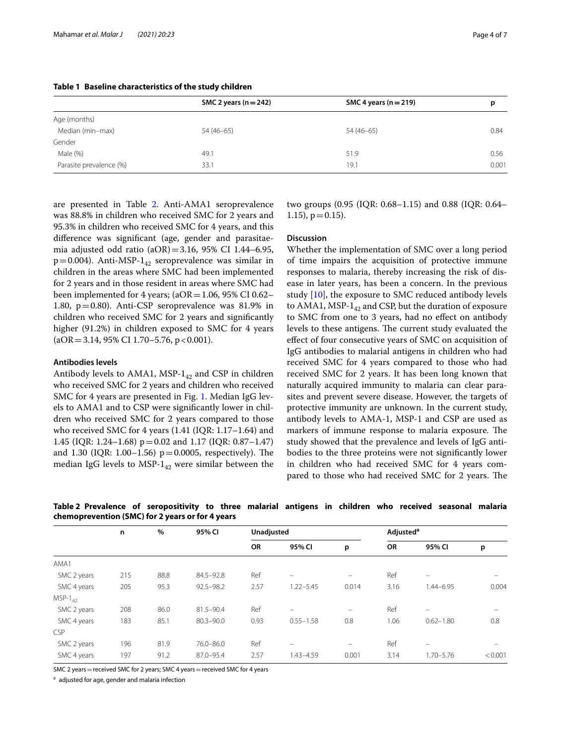**Table 1 Baseline characteristics of the study children**

| | SMC 2 years (n = 242) | SMC 4 years (n = 219) | p |
|---|---|---|---|
| Age (months) | | | |
| Median (min–max) | 54 (46–65) | 54 (46–65) | 0.84 |
| Gender | | | |
| Male (%) | 49.1 | 51.9 | 0.56 |
| Parasite prevalence (%) | 33.1 | 19.1 | 0.001 |

are presented in Table 2. Anti-AMA1 seroprevalence was 88.8% in children who received SMC for 2 years and 95.3% in children who received SMC for 4 years, and this difference was significant (age, gender and parasitaemia adjusted odd ratio (aOR) = 3.16, 95% CI 1.44–6.95, p = 0.004). Anti-MSP-$1_{42}$ seroprevalence was similar in children in the areas where SMC had been implemented for 2 years and in those resident in areas where SMC had been implemented for 4 years; (aOR = 1.06, 95% CI 0.62–1.80, p = 0.80). Anti-CSP seroprevalence was 81.9% in children who received SMC for 2 years and significantly higher (91.2%) in children exposed to SMC for 4 years (aOR = 3.14, 95% CI 1.70–5.76, p < 0.001).

### Antibodies levels

Antibody levels to AMA1, MSP-$1_{42}$ and CSP in children who received SMC for 2 years and children who received SMC for 4 years are presented in Fig. 1. Median IgG levels to AMA1 and to CSP were significantly lower in children who received SMC for 2 years compared to those who received SMC for 4 years (1.41 (IQR: 1.17–1.64) and 1.45 (IQR: 1.24–1.68) p = 0.02 and 1.17 (IQR: 0.87–1.47) and 1.30 (IQR: 1.00–1.56) p = 0.0005, respectively). The median IgG levels to MSP-$1_{42}$ were similar between the two groups (0.95 (IQR: 0.68–1.15) and 0.88 (IQR: 0.64–1.15), p = 0.15).

## Discussion

Whether the implementation of SMC over a long period of time impairs the acquisition of protective immune responses to malaria, thereby increasing the risk of disease in later years, has been a concern. In the previous study [10], the exposure to SMC reduced antibody levels to AMA1, MSP-$1_{42}$ and CSP, but the duration of exposure to SMC from one to 3 years, had no effect on antibody levels to these antigens. The current study evaluated the effect of four consecutive years of SMC on acquisition of IgG antibodies to malarial antigens in children who had received SMC for 4 years compared to those who had received SMC for 2 years. It has been long known that naturally acquired immunity to malaria can clear parasites and prevent severe disease. However, the targets of protective immunity are unknown. In the current study, antibody levels to AMA-1, MSP-1 and CSP are used as markers of immune response to malaria exposure. The study showed that the prevalence and levels of IgG antibodies to the three proteins were not significantly lower in children who had received SMC for 4 years compared to those who had received SMC for 2 years. The

**Table 2 Prevalence of seropositivity to three malarial antigens in children who received seasonal malaria chemoprevention (SMC) for 2 years or for 4 years**

| | n | % | 95% CI | Unadjusted | | | Adjusted[a] | | |
|---|---|---|---|---|---|---|---|---|---|
| | | | | OR | 95% CI | p | OR | 95% CI | p |
| AMA1 | | | | | | | | | |
| SMC 2 years | 215 | 88.8 | 84.5–92.8 | Ref | – | – | Ref | – | – |
| SMC 4 years | 205 | 95.3 | 92.5–98.2 | 2.57 | 1.22–5.45 | 0.014 | 3.16 | 1.44–6.95 | 0.004 |
| MSP-$1_{42}$ | | | | | | | | | |
| SMC 2 years | 208 | 86.0 | 81.5–90.4 | Ref | – | – | Ref | – | – |
| SMC 4 years | 183 | 85.1 | 80.3–90.0 | 0.93 | 0.55–1.58 | 0.8 | 1.06 | 0.62–1.80 | 0.8 |
| CSP | | | | | | | | | |
| SMC 2 years | 196 | 81.9 | 76.0–86.0 | Ref | – | – | Ref | – | – |
| SMC 4 years | 197 | 91.2 | 87.0–95.4 | 2.57 | 1.43–4.59 | 0.001 | 3.14 | 1.70–5.76 | < 0.001 |

SMC 2 years = received SMC for 2 years; SMC 4 years = received SMC for 4 years

[a] adjusted for age, gender and malaria infection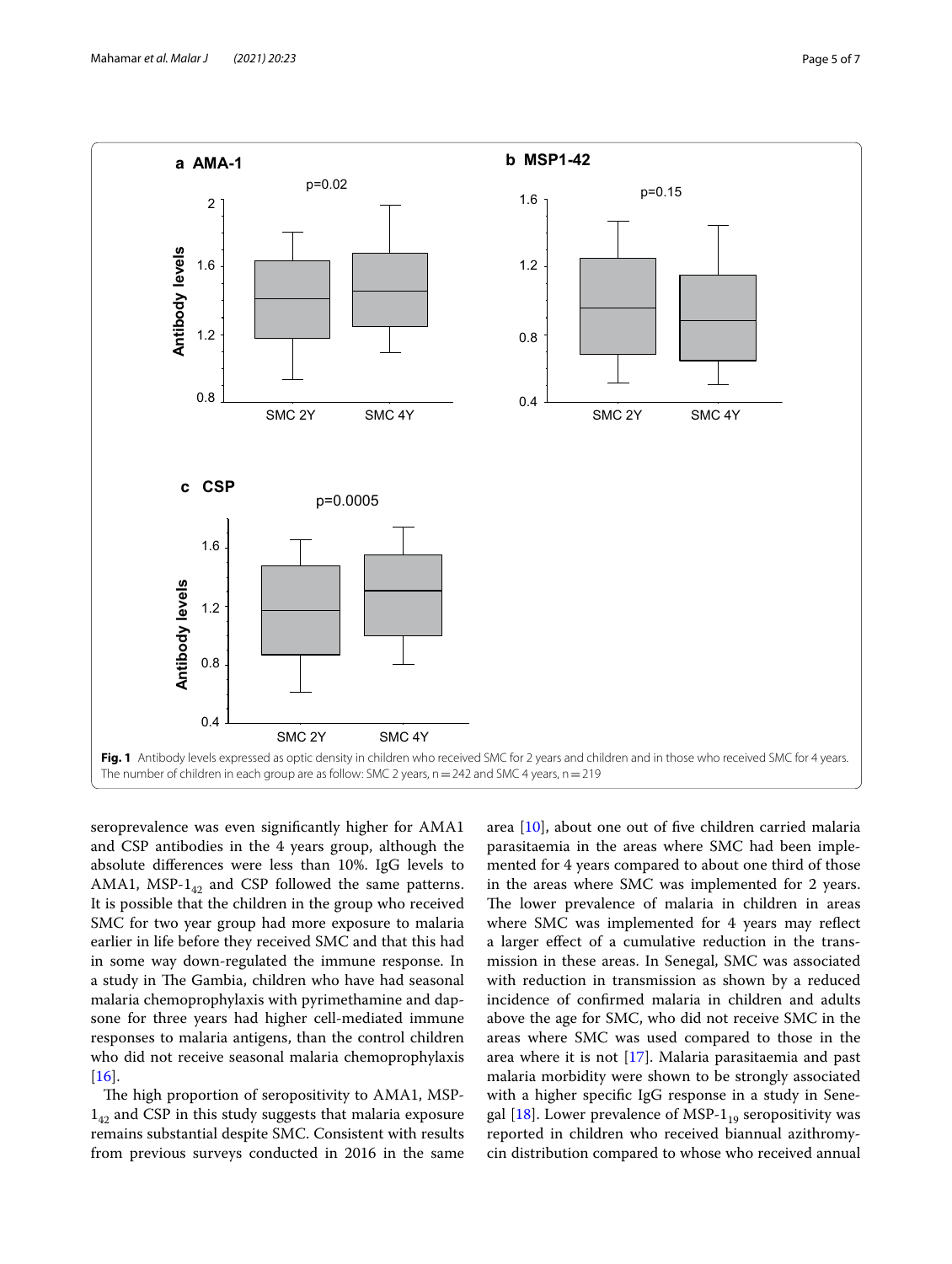Fig. 1 Antibody levels expressed as optic density in children who received SMC for 2 years and children and in those who received SMC for 4 years. The number of children in each group are as follow: SMC 2 years, n = 242 and SMC 4 years, n = 219

seroprevalence was even significantly higher for AMA1 and CSP antibodies in the 4 years group, although the absolute differences were less than 10%. IgG levels to AMA1, MSP-$1_{42}$ and CSP followed the same patterns. It is possible that the children in the group who received SMC for two year group had more exposure to malaria earlier in life before they received SMC and that this had in some way down-regulated the immune response. In a study in The Gambia, children who have had seasonal malaria chemoprophylaxis with pyrimethamine and dapsone for three years had higher cell-mediated immune responses to malaria antigens, than the control children who did not receive seasonal malaria chemoprophylaxis [16].

The high proportion of seropositivity to AMA1, MSP-$1_{42}$ and CSP in this study suggests that malaria exposure remains substantial despite SMC. Consistent with results from previous surveys conducted in 2016 in the same area [10], about one out of five children carried malaria parasitaemia in the areas where SMC had been implemented for 4 years compared to about one third of those in the areas where SMC was implemented for 2 years. The lower prevalence of malaria in children in areas where SMC was implemented for 4 years may reflect a larger effect of a cumulative reduction in the transmission in these areas. In Senegal, SMC was associated with reduction in transmission as shown by a reduced incidence of confirmed malaria in children and adults above the age for SMC, who did not receive SMC in the areas where SMC was used compared to those in the area where it is not [17]. Malaria parasitaemia and past malaria morbidity were shown to be strongly associated with a higher specific IgG response in a study in Senegal [18]. Lower prevalence of MSP-$1_{19}$ seropositivity was reported in children who received biannual azithromycin distribution compared to whose who received annual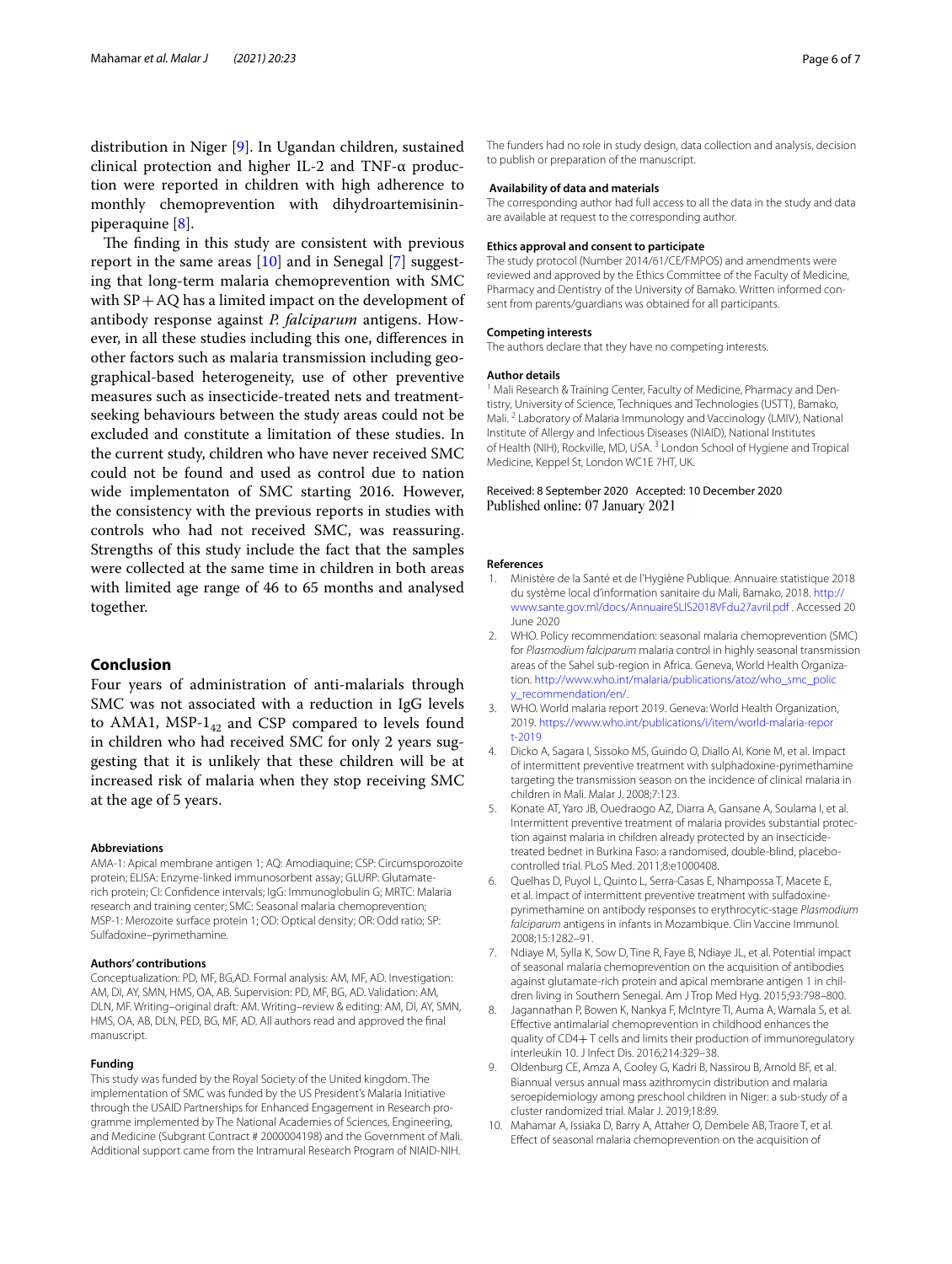distribution in Niger [9]. In Ugandan children, sustained clinical protection and higher IL-2 and TNF-α production were reported in children with high adherence to monthly chemoprevention with dihydroartemisinin-piperaquine [8].

The finding in this study are consistent with previous report in the same areas [10] and in Senegal [7] suggesting that long-term malaria chemoprevention with SMC with SP + AQ has a limited impact on the development of antibody response against *P. falciparum* antigens. However, in all these studies including this one, differences in other factors such as malaria transmission including geographical-based heterogeneity, use of other preventive measures such as insecticide-treated nets and treatment-seeking behaviours between the study areas could not be excluded and constitute a limitation of these studies. In the current study, children who have never received SMC could not be found and used as control due to nation wide implementaton of SMC starting 2016. However, the consistency with the previous reports in studies with controls who had not received SMC, was reassuring. Strengths of this study include the fact that the samples were collected at the same time in children in both areas with limited age range of 46 to 65 months and analysed together.

## Conclusion

Four years of administration of anti-malarials through SMC was not associated with a reduction in IgG levels to AMA1, MSP-$1_{42}$ and CSP compared to levels found in children who had received SMC for only 2 years suggesting that it is unlikely that these children will be at increased risk of malaria when they stop receiving SMC at the age of 5 years.

#### Abbreviations

AMA-1: Apical membrane antigen 1; AQ: Amodiaquine; CSP: Circumsporozoite protein; ELISA: Enzyme-linked immunosorbent assay; GLURP: Glutamate-rich protein; CI: Confidence intervals; IgG: Immunoglobulin G; MRTC: Malaria research and training center; SMC: Seasonal malaria chemoprevention; MSP-1: Merozoite surface protein 1; OD: Optical density; OR: Odd ratio; SP: Sulfadoxine–pyrimethamine.

#### Authors' contributions

Conceptualization: PD, MF, BG,AD. Formal analysis: AM, MF, AD. Investigation: AM, DI, AY, SMN, HMS, OA, AB. Supervision: PD, MF, BG, AD. Validation: AM, DLN, MF. Writing–original draft: AM. Writing–review & editing: AM, DI, AY, SMN, HMS, OA, AB, DLN, PED, BG, MF, AD. All authors read and approved the final manuscript.

#### Funding

This study was funded by the Royal Society of the United kingdom. The implementation of SMC was funded by the US President's Malaria Initiative through the USAID Partnerships for Enhanced Engagement in Research programme implemented by The National Academies of Sciences, Engineering, and Medicine (Subgrant Contract # 2000004198) and the Government of Mali. Additional support came from the Intramural Research Program of NIAID-NIH. The funders had no role in study design, data collection and analysis, decision to publish or preparation of the manuscript.

#### Availability of data and materials

The corresponding author had full access to all the data in the study and data are available at request to the corresponding author.

#### Ethics approval and consent to participate

The study protocol (Number 2014/61/CE/FMPOS) and amendments were reviewed and approved by the Ethics Committee of the Faculty of Medicine, Pharmacy and Dentistry of the University of Bamako. Written informed consent from parents/guardians was obtained for all participants.

#### Competing interests

The authors declare that they have no competing interests.

#### Author details

[1] Mali Research & Training Center, Faculty of Medicine, Pharmacy and Dentistry, University of Science, Techniques and Technologies (USTT), Bamako, Mali. [2] Laboratory of Malaria Immunology and Vaccinology (LMIV), National Institute of Allergy and Infectious Diseases (NIAID), National Institutes of Health (NIH), Rockville, MD, USA. [3] London School of Hygiene and Tropical Medicine, Keppel St, London WC1E 7HT, UK.

Received: 8 September 2020 Accepted: 10 December 2020
Published online: 07 January 2021

#### References

1. Ministère de la Santé et de l'Hygiène Publique. Annuaire statistique 2018 du système local d'information sanitaire du Mali, Bamako, 2018. http://www.sante.gov.ml/docs/AnnuaireSLIS2018VFdu27avril.pdf . Accessed 20 June 2020
2. WHO. Policy recommendation: seasonal malaria chemoprevention (SMC) for *Plasmodium falciparum* malaria control in highly seasonal transmission areas of the Sahel sub-region in Africa. Geneva, World Health Organization. http://www.who.int/malaria/publications/atoz/who_smc_policy_recommendation/en/.
3. WHO. World malaria report 2019. Geneva: World Health Organization, 2019. https://www.who.int/publications/i/item/world-malaria-report-2019
4. Dicko A, Sagara I, Sissoko MS, Guindo O, Diallo AI, Kone M, et al. Impact of intermittent preventive treatment with sulphadoxine-pyrimethamine targeting the transmission season on the incidence of clinical malaria in children in Mali. Malar J. 2008;7:123.
5. Konate AT, Yaro JB, Ouedraogo AZ, Diarra A, Gansane A, Soulama I, et al. Intermittent preventive treatment of malaria provides substantial protection against malaria in children already protected by an insecticide-treated bednet in Burkina Faso: a randomised, double-blind, placebo-controlled trial. PLoS Med. 2011;8:e1000408.
6. Quelhas D, Puyol L, Quinto L, Serra-Casas E, Nhampossa T, Macete E, et al. Impact of intermittent preventive treatment with sulfadoxine-pyrimethamine on antibody responses to erythrocytic-stage *Plasmodium falciparum* antigens in infants in Mozambique. Clin Vaccine Immunol. 2008;15:1282–91.
7. Ndiaye M, Sylla K, Sow D, Tine R, Faye B, Ndiaye JL, et al. Potential impact of seasonal malaria chemoprevention on the acquisition of antibodies against glutamate-rich protein and apical membrane antigen 1 in children living in Southern Senegal. Am J Trop Med Hyg. 2015;93:798–800.
8. Jagannathan P, Bowen K, Nankya F, McIntyre TI, Auma A, Wamala S, et al. Effective antimalarial chemoprevention in childhood enhances the quality of CD4+ T cells and limits their production of immunoregulatory interleukin 10. J Infect Dis. 2016;214:329–38.
9. Oldenburg CE, Amza A, Cooley G, Kadri B, Nassirou B, Arnold BF, et al. Biannual versus annual mass azithromycin distribution and malaria seroepidemiology among preschool children in Niger: a sub-study of a cluster randomized trial. Malar J. 2019;18:89.
10. Mahamar A, Issiaka D, Barry A, Attaher O, Dembele AB, Traore T, et al. Effect of seasonal malaria chemoprevention on the acquisition of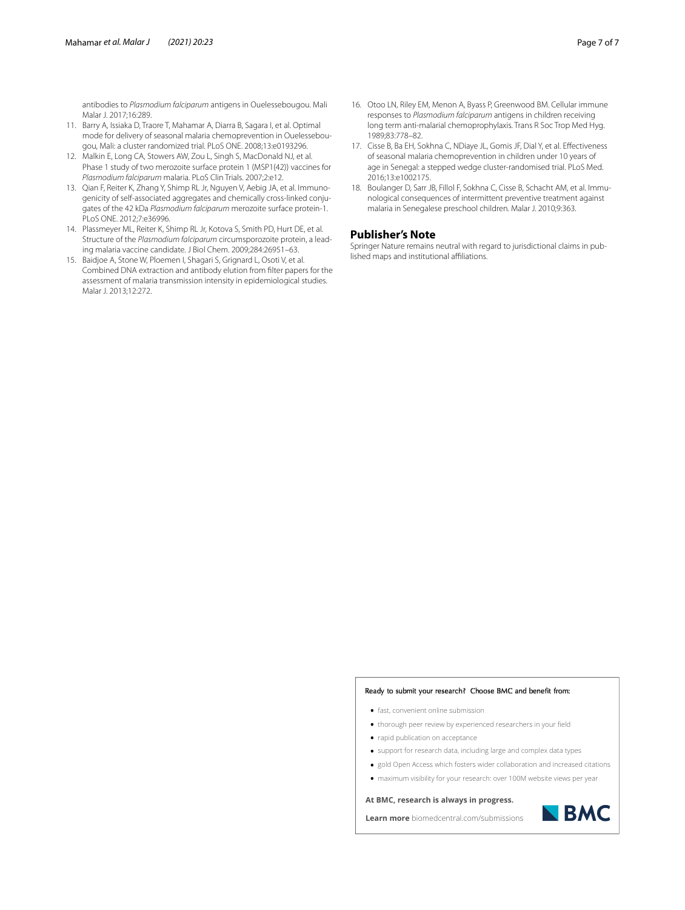antibodies to *Plasmodium falciparum* antigens in Ouelessebougou. Mali Malar J. 2017;16:289.

11. Barry A, Issiaka D, Traore T, Mahamar A, Diarra B, Sagara I, et al. Optimal mode for delivery of seasonal malaria chemoprevention in Ouelessebougou, Mali: a cluster randomized trial. PLoS ONE. 2008;13:e0193296.
12. Malkin E, Long CA, Stowers AW, Zou L, Singh S, MacDonald NJ, et al. Phase 1 study of two merozoite surface protein 1 (MSP1(42)) vaccines for *Plasmodium falciparum* malaria. PLoS Clin Trials. 2007;2:e12.
13. Qian F, Reiter K, Zhang Y, Shimp RL Jr, Nguyen V, Aebig JA, et al. Immunogenicity of self-associated aggregates and chemically cross-linked conjugates of the 42 kDa *Plasmodium falciparum* merozoite surface protein-1. PLoS ONE. 2012;7:e36996.
14. Plassmeyer ML, Reiter K, Shimp RL Jr, Kotova S, Smith PD, Hurt DE, et al. Structure of the *Plasmodium falciparum* circumsporozoite protein, a leading malaria vaccine candidate. J Biol Chem. 2009;284:26951–63.
15. Baidjoe A, Stone W, Ploemen I, Shagari S, Grignard L, Osoti V, et al. Combined DNA extraction and antibody elution from filter papers for the assessment of malaria transmission intensity in epidemiological studies. Malar J. 2013;12:272.
16. Otoo LN, Riley EM, Menon A, Byass P, Greenwood BM. Cellular immune responses to *Plasmodium falciparum* antigens in children receiving long term anti-malarial chemoprophylaxis. Trans R Soc Trop Med Hyg. 1989;83:778–82.
17. Cisse B, Ba EH, Sokhna C, NDiaye JL, Gomis JF, Dial Y, et al. Effectiveness of seasonal malaria chemoprevention in children under 10 years of age in Senegal: a stepped wedge cluster-randomised trial. PLoS Med. 2016;13:e1002175.
18. Boulanger D, Sarr JB, Fillol F, Sokhna C, Cisse B, Schacht AM, et al. Immunological consequences of intermittent preventive treatment against malaria in Senegalese preschool children. Malar J. 2010;9:363.

## Publisher's Note

Springer Nature remains neutral with regard to jurisdictional claims in published maps and institutional affiliations.

Ready to submit your research? Choose BMC and benefit from:

- fast, convenient online submission
- thorough peer review by experienced researchers in your field
- rapid publication on acceptance
- support for research data, including large and complex data types
- gold Open Access which fosters wider collaboration and increased citations
- maximum visibility for your research: over 100M website views per year

**At BMC, research is always in progress.**

**Learn more** biomedcentral.com/submissions

BMC